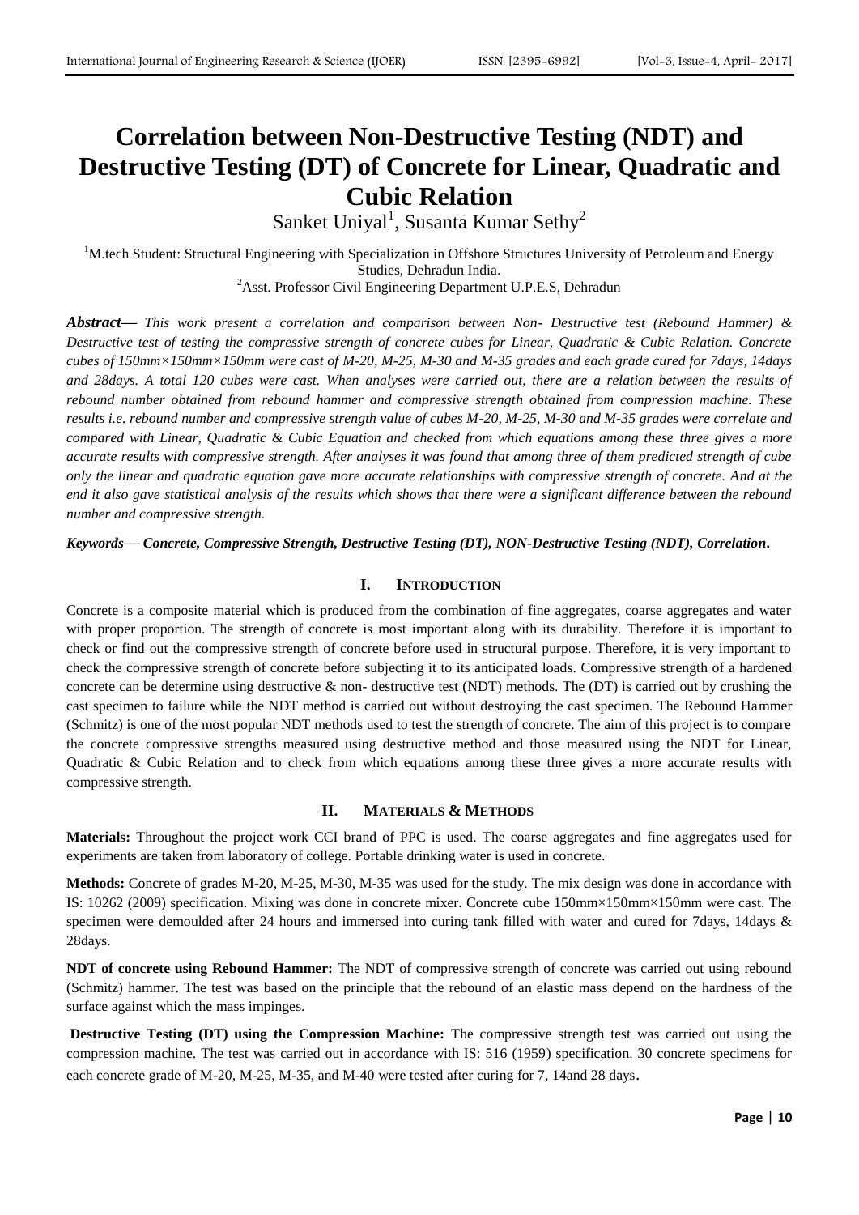# Correlation between Non-Destructive Testing (NDT) and Destructive Testing (DT) of Concrete for Linear, Quadratic and Cubic Relation

Sanket Uniyal[1], Susanta Kumar Sethy[2]

[1]M.tech Student: Structural Engineering with Specialization in Offshore Structures University of Petroleum and Energy Studies, Dehradun India.

[2]Asst. Professor Civil Engineering Department U.P.E.S, Dehradun

***Abstract***— *This work present a correlation and comparison between Non- Destructive test (Rebound Hammer) & Destructive test of testing the compressive strength of concrete cubes for Linear, Quadratic & Cubic Relation. Concrete cubes of 150mm×150mm×150mm were cast of M-20, M-25, M-30 and M-35 grades and each grade cured for 7days, 14days and 28days. A total 120 cubes were cast. When analyses were carried out, there are a relation between the results of rebound number obtained from rebound hammer and compressive strength obtained from compression machine. These results i.e. rebound number and compressive strength value of cubes M-20, M-25, M-30 and M-35 grades were correlate and compared with Linear, Quadratic & Cubic Equation and checked from which equations among these three gives a more accurate results with compressive strength. After analyses it was found that among three of them predicted strength of cube only the linear and quadratic equation gave more accurate relationships with compressive strength of concrete. And at the end it also gave statistical analysis of the results which shows that there were a significant difference between the rebound number and compressive strength.*

***Keywords— Concrete, Compressive Strength, Destructive Testing (DT), NON-Destructive Testing (NDT), Correlation.***

## I. INTRODUCTION

Concrete is a composite material which is produced from the combination of fine aggregates, coarse aggregates and water with proper proportion. The strength of concrete is most important along with its durability. Therefore it is important to check or find out the compressive strength of concrete before used in structural purpose. Therefore, it is very important to check the compressive strength of concrete before subjecting it to its anticipated loads. Compressive strength of a hardened concrete can be determine using destructive & non- destructive test (NDT) methods. The (DT) is carried out by crushing the cast specimen to failure while the NDT method is carried out without destroying the cast specimen. The Rebound Hammer (Schmitz) is one of the most popular NDT methods used to test the strength of concrete. The aim of this project is to compare the concrete compressive strengths measured using destructive method and those measured using the NDT for Linear, Quadratic & Cubic Relation and to check from which equations among these three gives a more accurate results with compressive strength.

## II. MATERIALS & METHODS

**Materials:** Throughout the project work CCI brand of PPC is used. The coarse aggregates and fine aggregates used for experiments are taken from laboratory of college. Portable drinking water is used in concrete.

**Methods:** Concrete of grades M-20, M-25, M-30, M-35 was used for the study. The mix design was done in accordance with IS: 10262 (2009) specification. Mixing was done in concrete mixer. Concrete cube 150mm×150mm×150mm were cast. The specimen were demoulded after 24 hours and immersed into curing tank filled with water and cured for 7days, 14days & 28days.

**NDT of concrete using Rebound Hammer:** The NDT of compressive strength of concrete was carried out using rebound (Schmitz) hammer. The test was based on the principle that the rebound of an elastic mass depend on the hardness of the surface against which the mass impinges.

**Destructive Testing (DT) using the Compression Machine:** The compressive strength test was carried out using the compression machine. The test was carried out in accordance with IS: 516 (1959) specification. 30 concrete specimens for each concrete grade of M-20, M-25, M-35, and M-40 were tested after curing for 7, 14and 28 days.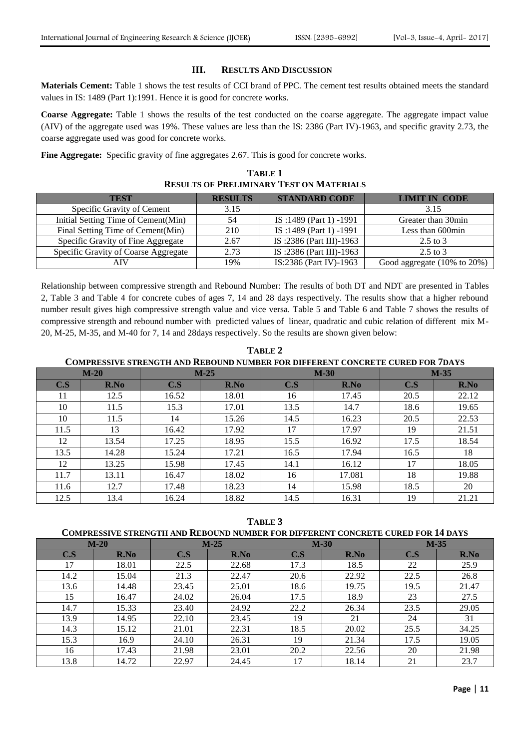## III. RESULTS AND DISCUSSION

**Materials Cement:** Table 1 shows the test results of CCI brand of PPC. The cement test results obtained meets the standard values in IS: 1489 (Part 1):1991. Hence it is good for concrete works.

**Coarse Aggregate:** Table 1 shows the results of the test conducted on the coarse aggregate. The aggregate impact value (AIV) of the aggregate used was 19%. These values are less than the IS: 2386 (Part IV)-1963, and specific gravity 2.73, the coarse aggregate used was good for concrete works.

**Fine Aggregate:** Specific gravity of fine aggregates 2.67. This is good for concrete works.

**TABLE 1**
**RESULTS OF PRELIMINARY TEST ON MATERIALS**

| TEST | RESULTS | STANDARD CODE | LIMIT IN CODE |
|---|---|---|---|
| Specific Gravity of Cement | 3.15 | | 3.15 |
| Initial Setting Time of Cement(Min) | 54 | IS :1489 (Part 1) -1991 | Greater than 30min |
| Final Setting Time of Cement(Min) | 210 | IS :1489 (Part 1) -1991 | Less than 600min |
| Specific Gravity of Fine Aggregate | 2.67 | IS :2386 (Part III)-1963 | 2.5 to 3 |
| Specific Gravity of Coarse Aggregate | 2.73 | IS :2386 (Part III)-1963 | 2.5 to 3 |
| AIV | 19% | IS:2386 (Part IV)-1963 | Good aggregate (10% to 20%) |

Relationship between compressive strength and Rebound Number: The results of both DT and NDT are presented in Tables 2, Table 3 and Table 4 for concrete cubes of ages 7, 14 and 28 days respectively. The results show that a higher rebound number result gives high compressive strength value and vice versa. Table 5 and Table 6 and Table 7 shows the results of compressive strength and rebound number with predicted values of linear, quadratic and cubic relation of different mix M-20, M-25, M-35, and M-40 for 7, 14 and 28days respectively. So the results are shown given below:

**TABLE 2**
**COMPRESSIVE STRENGTH AND REBOUND NUMBER FOR DIFFERENT CONCRETE CURED FOR 7DAYS**

| M-20 | | M-25 | | M-30 | | M-35 | |
|---|---|---|---|---|---|---|---|
| C.S | R.No | C.S | R.No | C.S | R.No | C.S | R.No |
| 11 | 12.5 | 16.52 | 18.01 | 16 | 17.45 | 20.5 | 22.12 |
| 10 | 11.5 | 15.3 | 17.01 | 13.5 | 14.7 | 18.6 | 19.65 |
| 10 | 11.5 | 14 | 15.26 | 14.5 | 16.23 | 20.5 | 22.53 |
| 11.5 | 13 | 16.42 | 17.92 | 17 | 17.97 | 19 | 21.51 |
| 12 | 13.54 | 17.25 | 18.95 | 15.5 | 16.92 | 17.5 | 18.54 |
| 13.5 | 14.28 | 15.24 | 17.21 | 16.5 | 17.94 | 16.5 | 18 |
| 12 | 13.25 | 15.98 | 17.45 | 14.1 | 16.12 | 17 | 18.05 |
| 11.7 | 13.11 | 16.47 | 18.02 | 16 | 17.081 | 18 | 19.88 |
| 11.6 | 12.7 | 17.48 | 18.23 | 14 | 15.98 | 18.5 | 20 |
| 12.5 | 13.4 | 16.24 | 18.82 | 14.5 | 16.31 | 19 | 21.21 |

**TABLE 3**
**COMPRESSIVE STRENGTH AND REBOUND NUMBER FOR DIFFERENT CONCRETE CURED FOR 14 DAYS**

| M-20 | | M-25 | | M-30 | | M-35 | |
|---|---|---|---|---|---|---|---|
| C.S | R.No | C.S | R.No | C.S | R.No | C.S | R.No |
| 17 | 18.01 | 22.5 | 22.68 | 17.3 | 18.5 | 22 | 25.9 |
| 14.2 | 15.04 | 21.3 | 22.47 | 20.6 | 22.92 | 22.5 | 26.8 |
| 13.6 | 14.48 | 23.45 | 25.01 | 18.6 | 19.75 | 19.5 | 21.47 |
| 15 | 16.47 | 24.02 | 26.04 | 17.5 | 18.9 | 23 | 27.5 |
| 14.7 | 15.33 | 23.40 | 24.92 | 22.2 | 26.34 | 23.5 | 29.05 |
| 13.9 | 14.95 | 22.10 | 23.45 | 19 | 21 | 24 | 31 |
| 14.3 | 15.12 | 21.01 | 22.31 | 18.5 | 20.02 | 25.5 | 34.25 |
| 15.3 | 16.9 | 24.10 | 26.31 | 19 | 21.34 | 17.5 | 19.05 |
| 16 | 17.43 | 21.98 | 23.01 | 20.2 | 22.56 | 20 | 21.98 |
| 13.8 | 14.72 | 22.97 | 24.45 | 17 | 18.14 | 21 | 23.7 |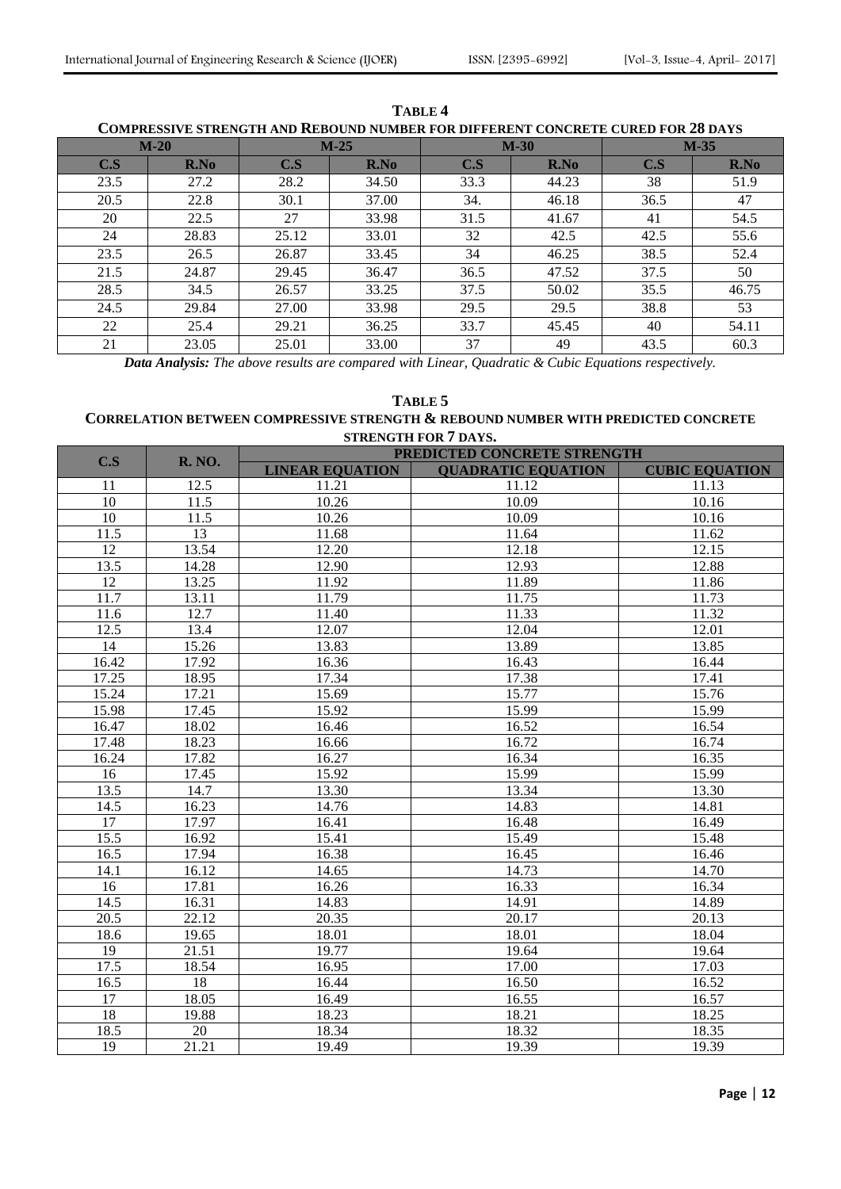**TABLE 4**
**COMPRESSIVE STRENGTH AND REBOUND NUMBER FOR DIFFERENT CONCRETE CURED FOR 28 DAYS**

| M-20 | | M-25 | | M-30 | | M-35 | |
|---|---|---|---|---|---|---|---|
| C.S | R.No | C.S | R.No | C.S | R.No | C.S | R.No |
| 23.5 | 27.2 | 28.2 | 34.50 | 33.3 | 44.23 | 38 | 51.9 |
| 20.5 | 22.8 | 30.1 | 37.00 | 34. | 46.18 | 36.5 | 47 |
| 20 | 22.5 | 27 | 33.98 | 31.5 | 41.67 | 41 | 54.5 |
| 24 | 28.83 | 25.12 | 33.01 | 32 | 42.5 | 42.5 | 55.6 |
| 23.5 | 26.5 | 26.87 | 33.45 | 34 | 46.25 | 38.5 | 52.4 |
| 21.5 | 24.87 | 29.45 | 36.47 | 36.5 | 47.52 | 37.5 | 50 |
| 28.5 | 34.5 | 26.57 | 33.25 | 37.5 | 50.02 | 35.5 | 46.75 |
| 24.5 | 29.84 | 27.00 | 33.98 | 29.5 | 29.5 | 38.8 | 53 |
| 22 | 25.4 | 29.21 | 36.25 | 33.7 | 45.45 | 40 | 54.11 |
| 21 | 23.05 | 25.01 | 33.00 | 37 | 49 | 43.5 | 60.3 |

***Data Analysis:*** *The above results are compared with Linear, Quadratic & Cubic Equations respectively.*

**TABLE 5**
**CORRELATION BETWEEN COMPRESSIVE STRENGTH & REBOUND NUMBER WITH PREDICTED CONCRETE STRENGTH FOR 7 DAYS.**

| C.S | R. NO. | PREDICTED CONCRETE STRENGTH | | |
|---|---|---|---|---|
| | | LINEAR EQUATION | QUADRATIC EQUATION | CUBIC EQUATION |
| 11 | 12.5 | 11.21 | 11.12 | 11.13 |
| 10 | 11.5 | 10.26 | 10.09 | 10.16 |
| 10 | 11.5 | 10.26 | 10.09 | 10.16 |
| 11.5 | 13 | 11.68 | 11.64 | 11.62 |
| 12 | 13.54 | 12.20 | 12.18 | 12.15 |
| 13.5 | 14.28 | 12.90 | 12.93 | 12.88 |
| 12 | 13.25 | 11.92 | 11.89 | 11.86 |
| 11.7 | 13.11 | 11.79 | 11.75 | 11.73 |
| 11.6 | 12.7 | 11.40 | 11.33 | 11.32 |
| 12.5 | 13.4 | 12.07 | 12.04 | 12.01 |
| 14 | 15.26 | 13.83 | 13.89 | 13.85 |
| 16.42 | 17.92 | 16.36 | 16.43 | 16.44 |
| 17.25 | 18.95 | 17.34 | 17.38 | 17.41 |
| 15.24 | 17.21 | 15.69 | 15.77 | 15.76 |
| 15.98 | 17.45 | 15.92 | 15.99 | 15.99 |
| 16.47 | 18.02 | 16.46 | 16.52 | 16.54 |
| 17.48 | 18.23 | 16.66 | 16.72 | 16.74 |
| 16.24 | 17.82 | 16.27 | 16.34 | 16.35 |
| 16 | 17.45 | 15.92 | 15.99 | 15.99 |
| 13.5 | 14.7 | 13.30 | 13.34 | 13.30 |
| 14.5 | 16.23 | 14.76 | 14.83 | 14.81 |
| 17 | 17.97 | 16.41 | 16.48 | 16.49 |
| 15.5 | 16.92 | 15.41 | 15.49 | 15.48 |
| 16.5 | 17.94 | 16.38 | 16.45 | 16.46 |
| 14.1 | 16.12 | 14.65 | 14.73 | 14.70 |
| 16 | 17.81 | 16.26 | 16.33 | 16.34 |
| 14.5 | 16.31 | 14.83 | 14.91 | 14.89 |
| 20.5 | 22.12 | 20.35 | 20.17 | 20.13 |
| 18.6 | 19.65 | 18.01 | 18.01 | 18.04 |
| 19 | 21.51 | 19.77 | 19.64 | 19.64 |
| 17.5 | 18.54 | 16.95 | 17.00 | 17.03 |
| 16.5 | 18 | 16.44 | 16.50 | 16.52 |
| 17 | 18.05 | 16.49 | 16.55 | 16.57 |
| 18 | 19.88 | 18.23 | 18.21 | 18.25 |
| 18.5 | 20 | 18.34 | 18.32 | 18.35 |
| 19 | 21.21 | 19.49 | 19.39 | 19.39 |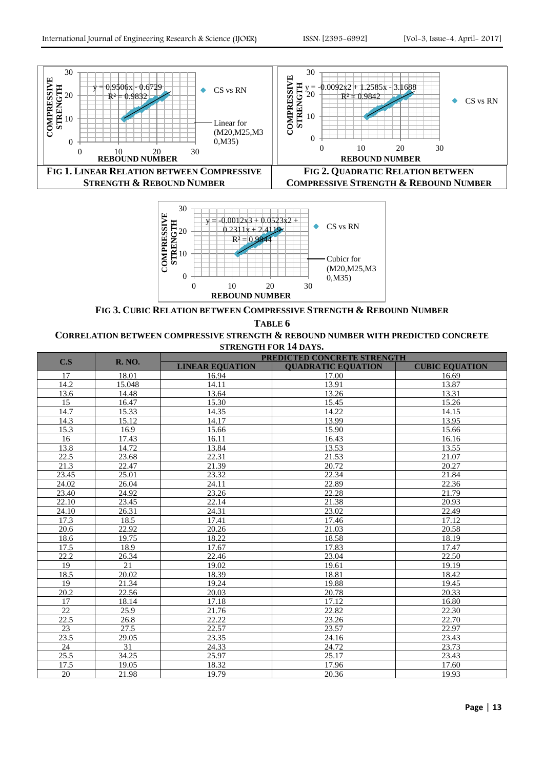**FIG 1. LINEAR RELATION BETWEEN COMPRESSIVE STRENGTH & REBOUND NUMBER**

**FIG 2. QUADRATIC RELATION BETWEEN COMPRESSIVE STRENGTH & REBOUND NUMBER**

**FIG 3. CUBIC RELATION BETWEEN COMPRESSIVE STRENGTH & REBOUND NUMBER**

**TABLE 6**

**CORRELATION BETWEEN COMPRESSIVE STRENGTH & REBOUND NUMBER WITH PREDICTED CONCRETE STRENGTH FOR 14 DAYS.**

| C.S | R. NO. | PREDICTED CONCRETE STRENGTH | | |
|---|---|---|---|---|
| | | LINEAR EQUATION | QUADRATIC EQUATION | CUBIC EQUATION |
| 17 | 18.01 | 16.94 | 17.00 | 16.69 |
| 14.2 | 15.048 | 14.11 | 13.91 | 13.87 |
| 13.6 | 14.48 | 13.64 | 13.26 | 13.31 |
| 15 | 16.47 | 15.30 | 15.45 | 15.26 |
| 14.7 | 15.33 | 14.35 | 14.22 | 14.15 |
| 14.3 | 15.12 | 14.17 | 13.99 | 13.95 |
| 15.3 | 16.9 | 15.66 | 15.90 | 15.66 |
| 16 | 17.43 | 16.11 | 16.43 | 16.16 |
| 13.8 | 14.72 | 13.84 | 13.53 | 13.55 |
| 22.5 | 23.68 | 22.31 | 21.53 | 21.07 |
| 21.3 | 22.47 | 21.39 | 20.72 | 20.27 |
| 23.45 | 25.01 | 23.32 | 22.34 | 21.84 |
| 24.02 | 26.04 | 24.11 | 22.89 | 22.36 |
| 23.40 | 24.92 | 23.26 | 22.28 | 21.79 |
| 22.10 | 23.45 | 22.14 | 21.38 | 20.93 |
| 24.10 | 26.31 | 24.31 | 23.02 | 22.49 |
| 17.3 | 18.5 | 17.41 | 17.46 | 17.12 |
| 20.6 | 22.92 | 20.26 | 21.03 | 20.58 |
| 18.6 | 19.75 | 18.22 | 18.58 | 18.19 |
| 17.5 | 18.9 | 17.67 | 17.83 | 17.47 |
| 22.2 | 26.34 | 22.46 | 23.04 | 22.50 |
| 19 | 21 | 19.02 | 19.61 | 19.19 |
| 18.5 | 20.02 | 18.39 | 18.81 | 18.42 |
| 19 | 21.34 | 19.24 | 19.88 | 19.45 |
| 20.2 | 22.56 | 20.03 | 20.78 | 20.33 |
| 17 | 18.14 | 17.18 | 17.12 | 16.80 |
| 22 | 25.9 | 21.76 | 22.82 | 22.30 |
| 22.5 | 26.8 | 22.22 | 23.26 | 22.70 |
| 23 | 27.5 | 22.57 | 23.57 | 22.97 |
| 23.5 | 29.05 | 23.35 | 24.16 | 23.43 |
| 24 | 31 | 24.33 | 24.72 | 23.73 |
| 25.5 | 34.25 | 25.97 | 25.17 | 23.43 |
| 17.5 | 19.05 | 18.32 | 17.96 | 17.60 |
| 20 | 21.98 | 19.79 | 20.36 | 19.93 |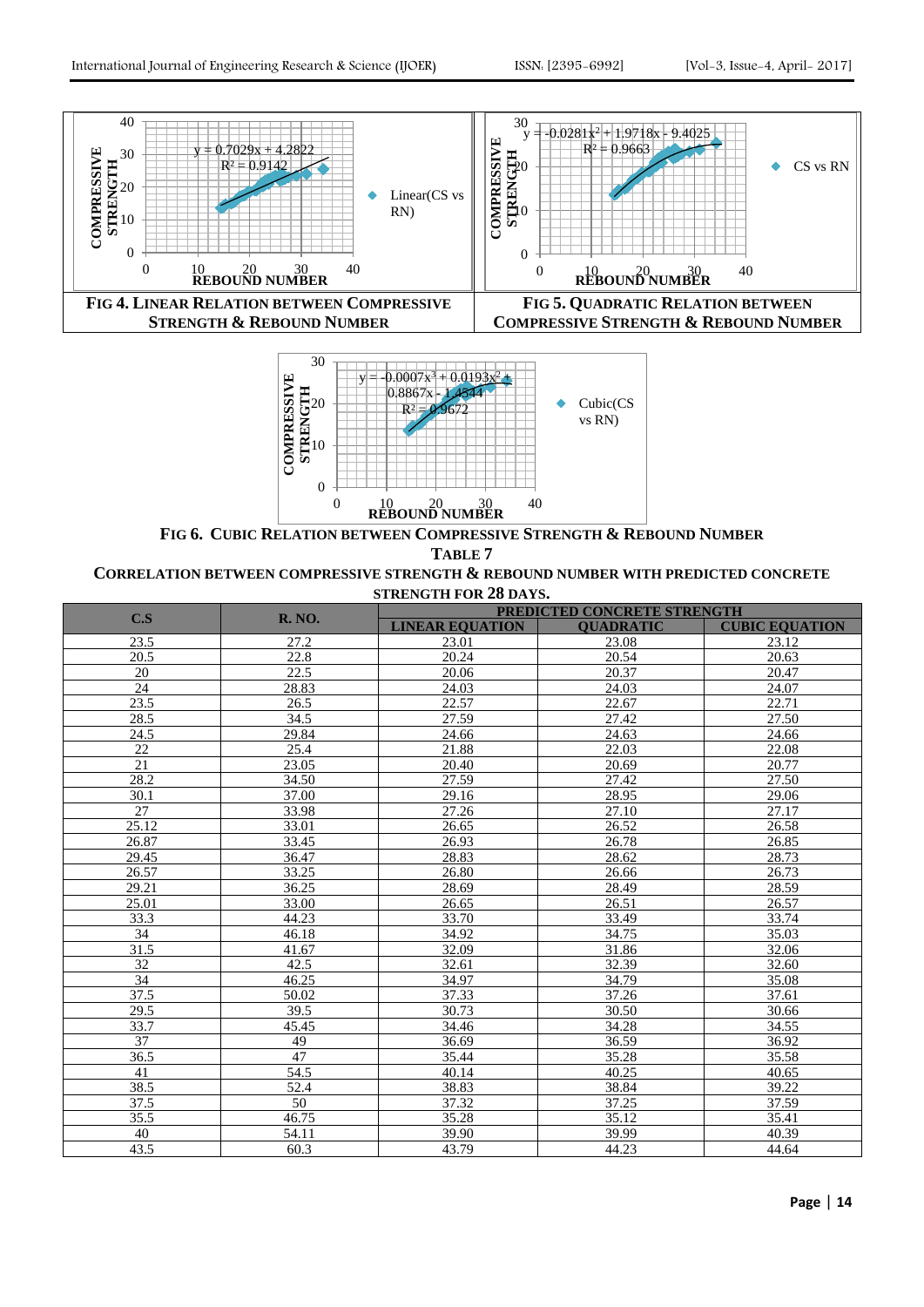**FIG 4. LINEAR RELATION BETWEEN COMPRESSIVE STRENGTH & REBOUND NUMBER**

**FIG 5. QUADRATIC RELATION BETWEEN COMPRESSIVE STRENGTH & REBOUND NUMBER**

**FIG 6. CUBIC RELATION BETWEEN COMPRESSIVE STRENGTH & REBOUND NUMBER**

**TABLE 7**

**CORRELATION BETWEEN COMPRESSIVE STRENGTH & REBOUND NUMBER WITH PREDICTED CONCRETE STRENGTH FOR 28 DAYS.**

| C.S | R. NO. | PREDICTED CONCRETE STRENGTH | | |
|---|---|---|---|---|
| | | LINEAR EQUATION | QUADRATIC | CUBIC EQUATION |
| 23.5 | 27.2 | 23.01 | 23.08 | 23.12 |
| 20.5 | 22.8 | 20.24 | 20.54 | 20.63 |
| 20 | 22.5 | 20.06 | 20.37 | 20.47 |
| 24 | 28.83 | 24.03 | 24.03 | 24.07 |
| 23.5 | 26.5 | 22.57 | 22.67 | 22.71 |
| 28.5 | 34.5 | 27.59 | 27.42 | 27.50 |
| 24.5 | 29.84 | 24.66 | 24.63 | 24.66 |
| 22 | 25.4 | 21.88 | 22.03 | 22.08 |
| 21 | 23.05 | 20.40 | 20.69 | 20.77 |
| 28.2 | 34.50 | 27.59 | 27.42 | 27.50 |
| 30.1 | 37.00 | 29.16 | 28.95 | 29.06 |
| 27 | 33.98 | 27.26 | 27.10 | 27.17 |
| 25.12 | 33.01 | 26.65 | 26.52 | 26.58 |
| 26.87 | 33.45 | 26.93 | 26.78 | 26.85 |
| 29.45 | 36.47 | 28.83 | 28.62 | 28.73 |
| 26.57 | 33.25 | 26.80 | 26.66 | 26.73 |
| 29.21 | 36.25 | 28.69 | 28.49 | 28.59 |
| 25.01 | 33.00 | 26.65 | 26.51 | 26.57 |
| 33.3 | 44.23 | 33.70 | 33.49 | 33.74 |
| 34 | 46.18 | 34.92 | 34.75 | 35.03 |
| 31.5 | 41.67 | 32.09 | 31.86 | 32.06 |
| 32 | 42.5 | 32.61 | 32.39 | 32.60 |
| 34 | 46.25 | 34.97 | 34.79 | 35.08 |
| 37.5 | 50.02 | 37.33 | 37.26 | 37.61 |
| 29.5 | 39.5 | 30.73 | 30.50 | 30.66 |
| 33.7 | 45.45 | 34.46 | 34.28 | 34.55 |
| 37 | 49 | 36.69 | 36.59 | 36.92 |
| 36.5 | 47 | 35.44 | 35.28 | 35.58 |
| 41 | 54.5 | 40.14 | 40.25 | 40.65 |
| 38.5 | 52.4 | 38.83 | 38.84 | 39.22 |
| 37.5 | 50 | 37.32 | 37.25 | 37.59 |
| 35.5 | 46.75 | 35.28 | 35.12 | 35.41 |
| 40 | 54.11 | 39.90 | 39.99 | 40.39 |
| 43.5 | 60.3 | 43.79 | 44.23 | 44.64 |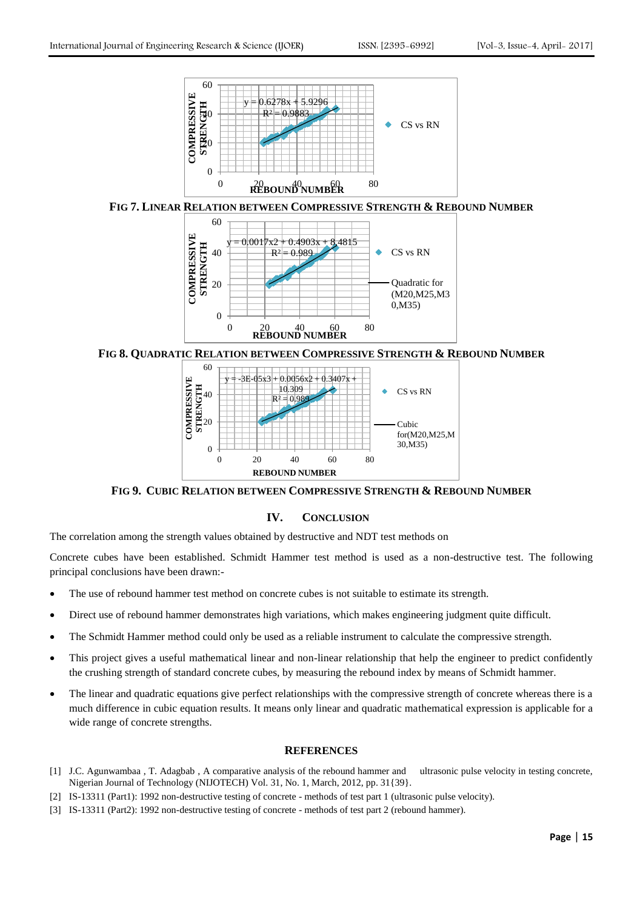FIG 7. LINEAR RELATION BETWEEN COMPRESSIVE STRENGTH & REBOUND NUMBER

FIG 8. QUADRATIC RELATION BETWEEN COMPRESSIVE STRENGTH & REBOUND NUMBER

FIG 9. CUBIC RELATION BETWEEN COMPRESSIVE STRENGTH & REBOUND NUMBER

## IV. CONCLUSION

The correlation among the strength values obtained by destructive and NDT test methods on

Concrete cubes have been established. Schmidt Hammer test method is used as a non-destructive test. The following principal conclusions have been drawn:-

- The use of rebound hammer test method on concrete cubes is not suitable to estimate its strength.
- Direct use of rebound hammer demonstrates high variations, which makes engineering judgment quite difficult.
- The Schmidt Hammer method could only be used as a reliable instrument to calculate the compressive strength.
- This project gives a useful mathematical linear and non-linear relationship that help the engineer to predict confidently the crushing strength of standard concrete cubes, by measuring the rebound index by means of Schmidt hammer.
- The linear and quadratic equations give perfect relationships with the compressive strength of concrete whereas there is a much difference in cubic equation results. It means only linear and quadratic mathematical expression is applicable for a wide range of concrete strengths.

## REFERENCES

[1] J.C. Agunwambaa , T. Adagbab , A comparative analysis of the rebound hammer and ultrasonic pulse velocity in testing concrete, Nigerian Journal of Technology (NIJOTECH) Vol. 31, No. 1, March, 2012, pp. 31{39}.

[2] IS-13311 (Part1): 1992 non-destructive testing of concrete - methods of test part 1 (ultrasonic pulse velocity).

[3] IS-13311 (Part2): 1992 non-destructive testing of concrete - methods of test part 2 (rebound hammer).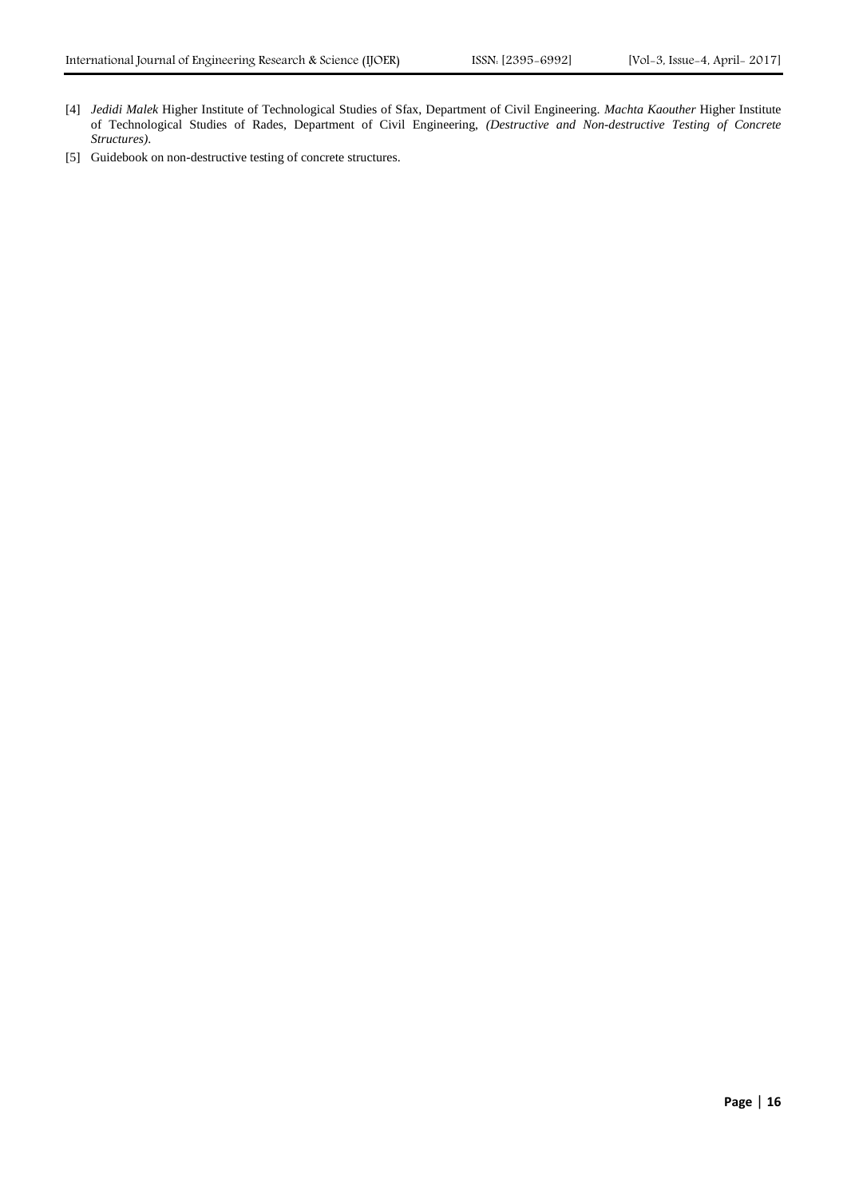[4] *Jedidi Malek* Higher Institute of Technological Studies of Sfax, Department of Civil Engineering. *Machta Kaouther* Higher Institute of Technological Studies of Rades, Department of Civil Engineering, *(Destructive and Non-destructive Testing of Concrete Structures).*

[5] Guidebook on non-destructive testing of concrete structures.